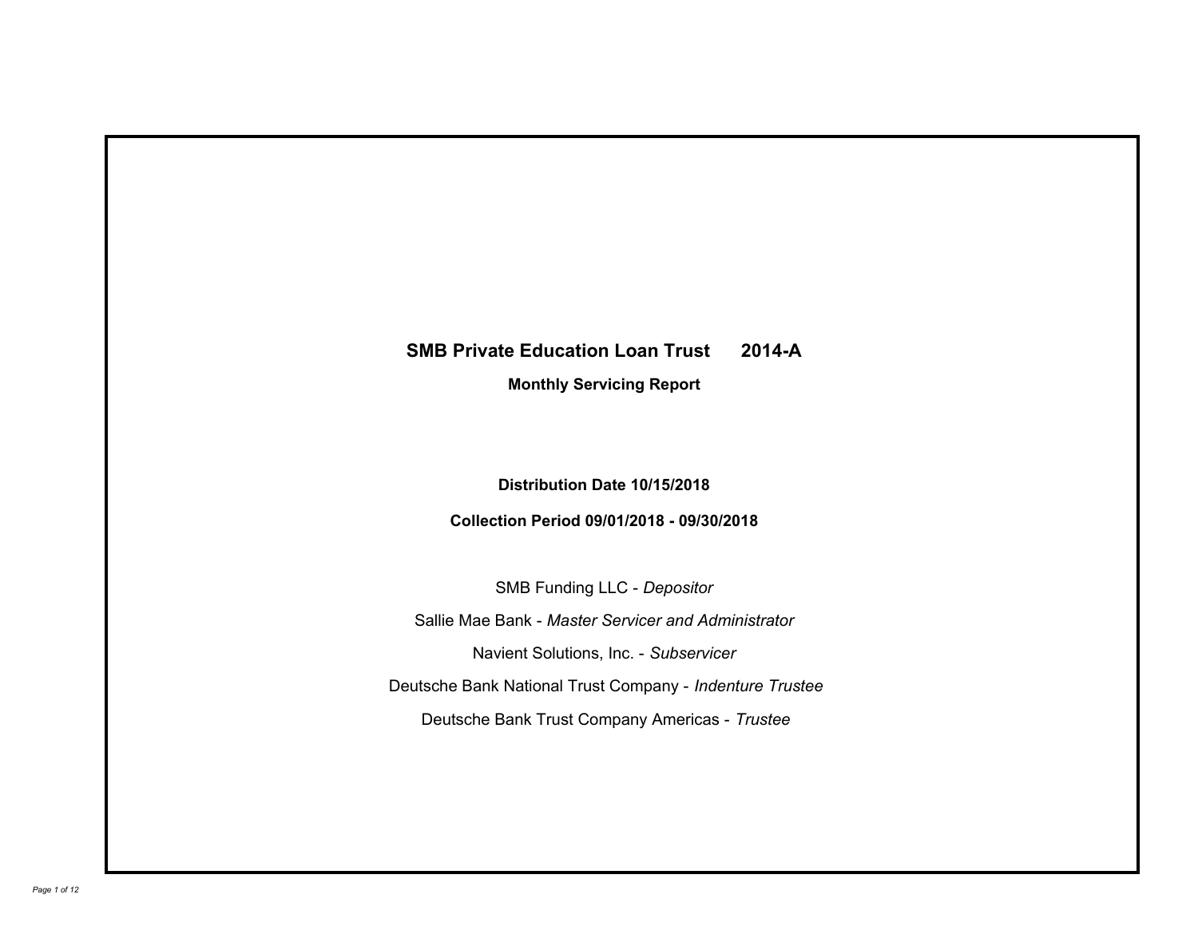# SMB Private Education Loan Trust 2014-A

**Monthly Servicing Report**

**Distribution Date 10/15/2018**

**Collection Period 09/01/2018 - 09/30/2018**

SMB Funding LLC - *Depositor*

Sallie Mae Bank - *Master Servicer and Administrator*

Navient Solutions, Inc. - *Subservicer*

Deutsche Bank National Trust Company - *Indenture Trustee*

Deutsche Bank Trust Company Americas - *Trustee*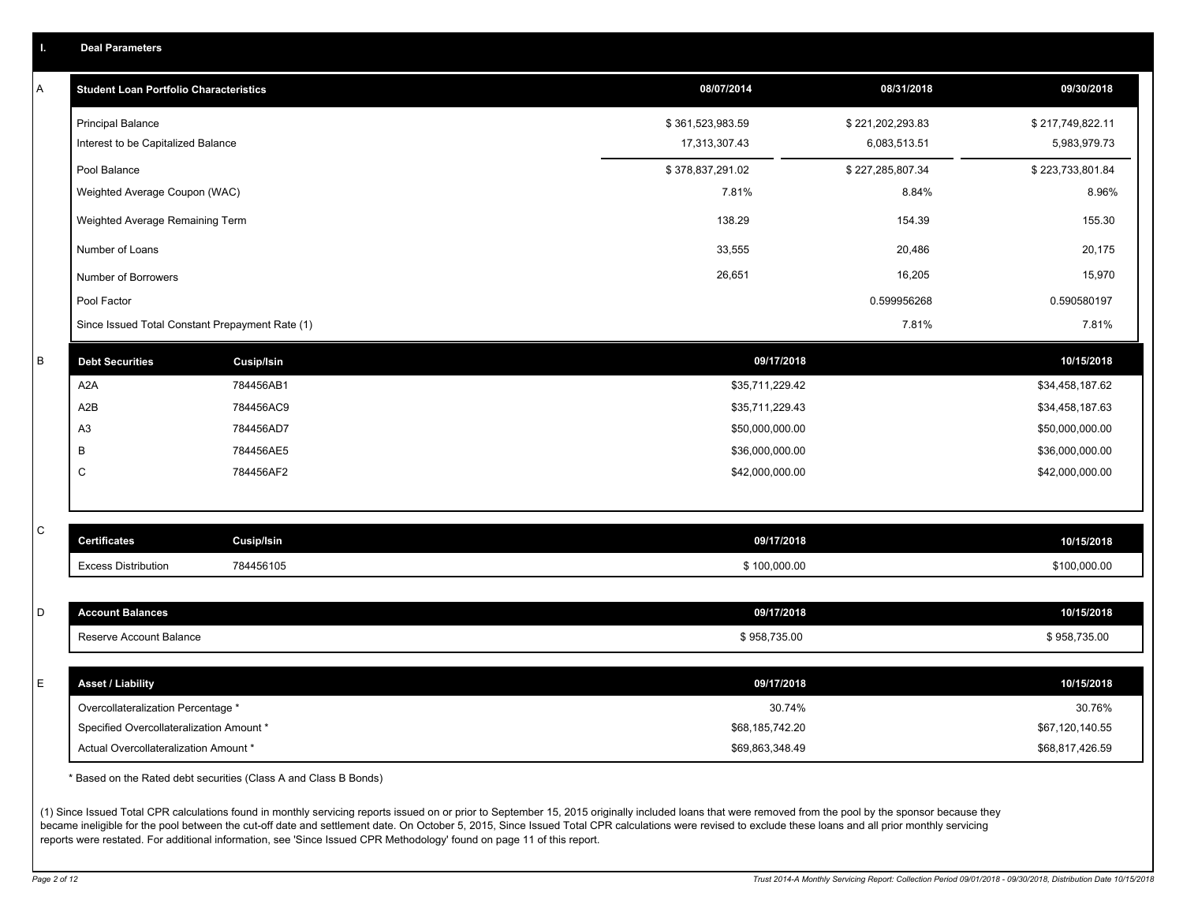## I. Deal Parameters

### A

| Student Loan Portfolio Characteristics | 08/07/2014 | 08/31/2018 | 09/30/2018 |
|---|---|---|---|
| Principal Balance | $ 361,523,983.59 | $ 221,202,293.83 | $ 217,749,822.11 |
| Interest to be Capitalized Balance | 17,313,307.43 | 6,083,513.51 | 5,983,979.73 |
| Pool Balance | $ 378,837,291.02 | $ 227,285,807.34 | $ 223,733,801.84 |
| Weighted Average Coupon (WAC) | 7.81% | 8.84% | 8.96% |
| Weighted Average Remaining Term | 138.29 | 154.39 | 155.30 |
| Number of Loans | 33,555 | 20,486 | 20,175 |
| Number of Borrowers | 26,651 | 16,205 | 15,970 |
| Pool Factor | | 0.599956268 | 0.590580197 |
| Since Issued Total Constant Prepayment Rate (1) | | 7.81% | 7.81% |

### B

| Debt Securities | Cusip/Isin | 09/17/2018 | 10/15/2018 |
|---|---|---|---|
| A2A | 784456AB1 | $35,711,229.42 | $34,458,187.62 |
| A2B | 784456AC9 | $35,711,229.43 | $34,458,187.63 |
| A3 | 784456AD7 | $50,000,000.00 | $50,000,000.00 |
| B | 784456AE5 | $36,000,000.00 | $36,000,000.00 |
| C | 784456AF2 | $42,000,000.00 | $42,000,000.00 |

### C

| Certificates | Cusip/Isin | 09/17/2018 | 10/15/2018 |
|---|---|---|---|
| Excess Distribution | 784456105 | $ 100,000.00 | $100,000.00 |

### D

| Account Balances | 09/17/2018 | 10/15/2018 |
|---|---|---|
| Reserve Account Balance | $ 958,735.00 | $ 958,735.00 |

### E

| Asset / Liability | 09/17/2018 | 10/15/2018 |
|---|---|---|
| Overcollateralization Percentage * | 30.74% | 30.76% |
| Specified Overcollateralization Amount * | $68,185,742.20 | $67,120,140.55 |
| Actual Overcollateralization Amount * | $69,863,348.49 | $68,817,426.59 |

* Based on the Rated debt securities (Class A and Class B Bonds)

(1) Since Issued Total CPR calculations found in monthly servicing reports issued on or prior to September 15, 2015 originally included loans that were removed from the pool by the sponsor because they became ineligible for the pool between the cut-off date and settlement date. On October 5, 2015, Since Issued Total CPR calculations were revised to exclude these loans and all prior monthly servicing reports were restated. For additional information, see 'Since Issued CPR Methodology' found on page 11 of this report.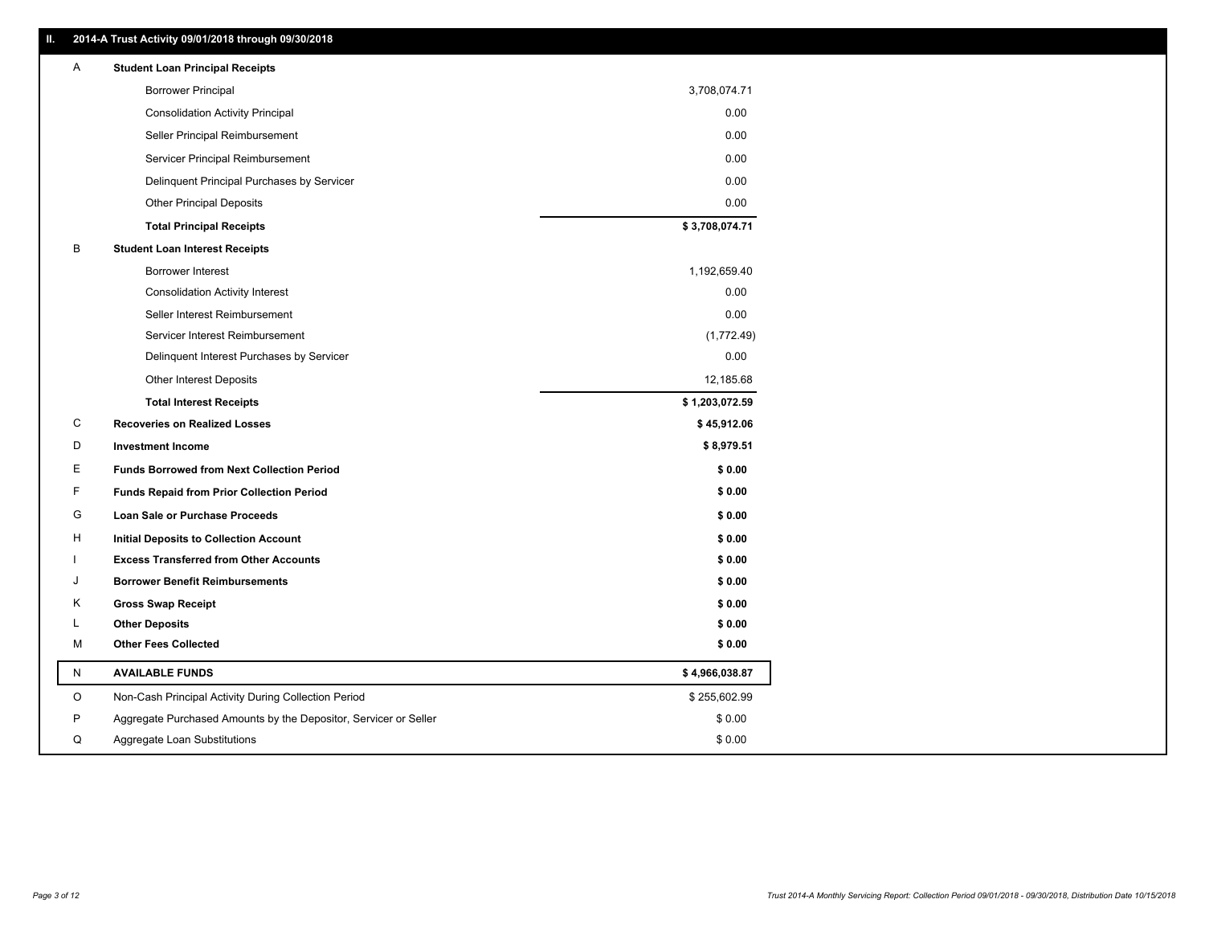## II. 2014-A Trust Activity 09/01/2018 through 09/30/2018

| | | |
|---|---|---|
| A | **Student Loan Principal Receipts** | |
| | Borrower Principal | 3,708,074.71 |
| | Consolidation Activity Principal | 0.00 |
| | Seller Principal Reimbursement | 0.00 |
| | Servicer Principal Reimbursement | 0.00 |
| | Delinquent Principal Purchases by Servicer | 0.00 |
| | Other Principal Deposits | 0.00 |
| | **Total Principal Receipts** | **$ 3,708,074.71** |
| B | **Student Loan Interest Receipts** | |
| | Borrower Interest | 1,192,659.40 |
| | Consolidation Activity Interest | 0.00 |
| | Seller Interest Reimbursement | 0.00 |
| | Servicer Interest Reimbursement | (1,772.49) |
| | Delinquent Interest Purchases by Servicer | 0.00 |
| | Other Interest Deposits | 12,185.68 |
| | **Total Interest Receipts** | **$ 1,203,072.59** |
| C | **Recoveries on Realized Losses** | **$ 45,912.06** |
| D | **Investment Income** | **$ 8,979.51** |
| E | **Funds Borrowed from Next Collection Period** | **$ 0.00** |
| F | **Funds Repaid from Prior Collection Period** | **$ 0.00** |
| G | **Loan Sale or Purchase Proceeds** | **$ 0.00** |
| H | **Initial Deposits to Collection Account** | **$ 0.00** |
| I | **Excess Transferred from Other Accounts** | **$ 0.00** |
| J | **Borrower Benefit Reimbursements** | **$ 0.00** |
| K | **Gross Swap Receipt** | **$ 0.00** |
| L | **Other Deposits** | **$ 0.00** |
| M | **Other Fees Collected** | **$ 0.00** |
| N | **AVAILABLE FUNDS** | **$ 4,966,038.87** |
| O | Non-Cash Principal Activity During Collection Period | $ 255,602.99 |
| P | Aggregate Purchased Amounts by the Depositor, Servicer or Seller | $ 0.00 |
| Q | Aggregate Loan Substitutions | $ 0.00 |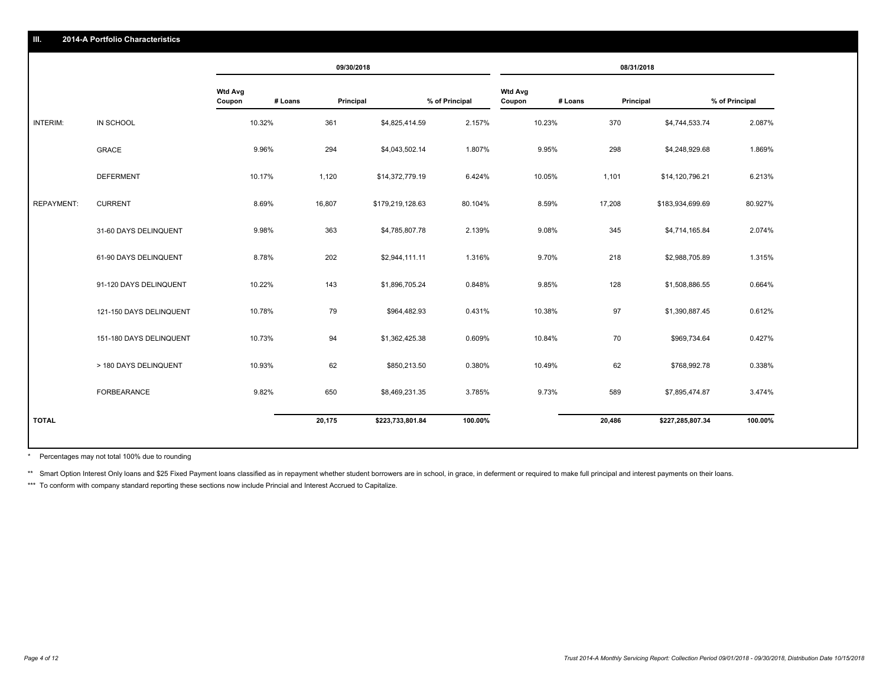## III. 2014-A Portfolio Characteristics

| | | 09/30/2018 | | | | 08/31/2018 | | | |
|---|---|---|---|---|---|---|---|---|---|
| | | Wtd Avg Coupon | # Loans | Principal | % of Principal | Wtd Avg Coupon | # Loans | Principal | % of Principal |
| INTERIM: | IN SCHOOL | 10.32% | 361 | $4,825,414.59 | 2.157% | 10.23% | 370 | $4,744,533.74 | 2.087% |
| | GRACE | 9.96% | 294 | $4,043,502.14 | 1.807% | 9.95% | 298 | $4,248,929.68 | 1.869% |
| | DEFERMENT | 10.17% | 1,120 | $14,372,779.19 | 6.424% | 10.05% | 1,101 | $14,120,796.21 | 6.213% |
| REPAYMENT: | CURRENT | 8.69% | 16,807 | $179,219,128.63 | 80.104% | 8.59% | 17,208 | $183,934,699.69 | 80.927% |
| | 31-60 DAYS DELINQUENT | 9.98% | 363 | $4,785,807.78 | 2.139% | 9.08% | 345 | $4,714,165.84 | 2.074% |
| | 61-90 DAYS DELINQUENT | 8.78% | 202 | $2,944,111.11 | 1.316% | 9.70% | 218 | $2,988,705.89 | 1.315% |
| | 91-120 DAYS DELINQUENT | 10.22% | 143 | $1,896,705.24 | 0.848% | 9.85% | 128 | $1,508,886.55 | 0.664% |
| | 121-150 DAYS DELINQUENT | 10.78% | 79 | $964,482.93 | 0.431% | 10.38% | 97 | $1,390,887.45 | 0.612% |
| | 151-180 DAYS DELINQUENT | 10.73% | 94 | $1,362,425.38 | 0.609% | 10.84% | 70 | $969,734.64 | 0.427% |
| | > 180 DAYS DELINQUENT | 10.93% | 62 | $850,213.50 | 0.380% | 10.49% | 62 | $768,992.78 | 0.338% |
| | FORBEARANCE | 9.82% | 650 | $8,469,231.35 | 3.785% | 9.73% | 589 | $7,895,474.87 | 3.474% |
| **TOTAL** | | | **20,175** | **$223,733,801.84** | **100.00%** | | **20,486** | **$227,285,807.34** | **100.00%** |

* Percentages may not total 100% due to rounding

** Smart Option Interest Only loans and $25 Fixed Payment loans classified as in repayment whether student borrowers are in school, in grace, in deferment or required to make full principal and interest payments on their loans.

*** To conform with company standard reporting these sections now include Princial and Interest Accrued to Capitalize.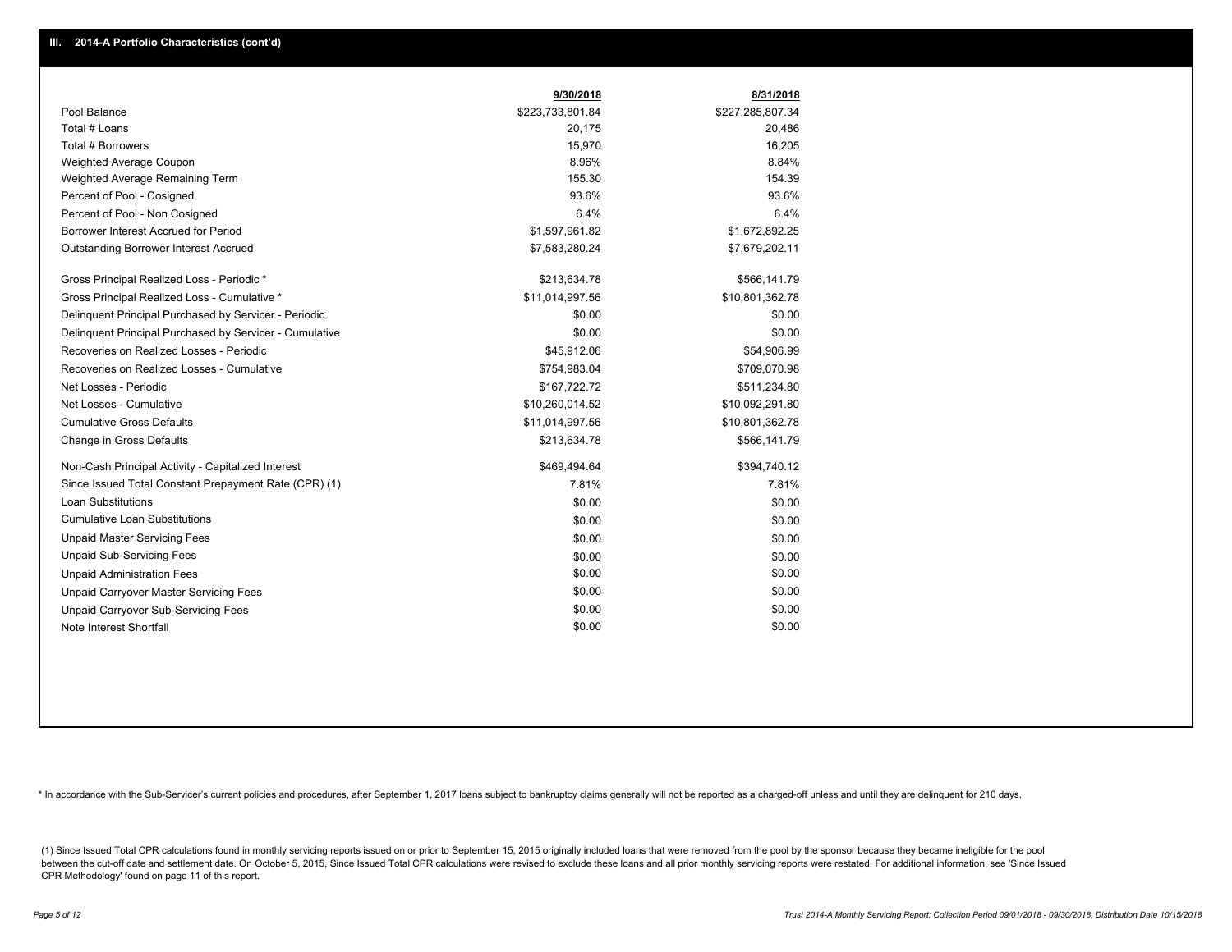## III. 2014-A Portfolio Characteristics (cont'd)

| | 9/30/2018 | 8/31/2018 |
|---|---|---|
| Pool Balance | $223,733,801.84 | $227,285,807.34 |
| Total # Loans | 20,175 | 20,486 |
| Total # Borrowers | 15,970 | 16,205 |
| Weighted Average Coupon | 8.96% | 8.84% |
| Weighted Average Remaining Term | 155.30 | 154.39 |
| Percent of Pool - Cosigned | 93.6% | 93.6% |
| Percent of Pool - Non Cosigned | 6.4% | 6.4% |
| Borrower Interest Accrued for Period | $1,597,961.82 | $1,672,892.25 |
| Outstanding Borrower Interest Accrued | $7,583,280.24 | $7,679,202.11 |
| Gross Principal Realized Loss - Periodic * | $213,634.78 | $566,141.79 |
| Gross Principal Realized Loss - Cumulative * | $11,014,997.56 | $10,801,362.78 |
| Delinquent Principal Purchased by Servicer - Periodic | $0.00 | $0.00 |
| Delinquent Principal Purchased by Servicer - Cumulative | $0.00 | $0.00 |
| Recoveries on Realized Losses - Periodic | $45,912.06 | $54,906.99 |
| Recoveries on Realized Losses - Cumulative | $754,983.04 | $709,070.98 |
| Net Losses - Periodic | $167,722.72 | $511,234.80 |
| Net Losses - Cumulative | $10,260,014.52 | $10,092,291.80 |
| Cumulative Gross Defaults | $11,014,997.56 | $10,801,362.78 |
| Change in Gross Defaults | $213,634.78 | $566,141.79 |
| Non-Cash Principal Activity - Capitalized Interest | $469,494.64 | $394,740.12 |
| Since Issued Total Constant Prepayment Rate (CPR) (1) | 7.81% | 7.81% |
| Loan Substitutions | $0.00 | $0.00 |
| Cumulative Loan Substitutions | $0.00 | $0.00 |
| Unpaid Master Servicing Fees | $0.00 | $0.00 |
| Unpaid Sub-Servicing Fees | $0.00 | $0.00 |
| Unpaid Administration Fees | $0.00 | $0.00 |
| Unpaid Carryover Master Servicing Fees | $0.00 | $0.00 |
| Unpaid Carryover Sub-Servicing Fees | $0.00 | $0.00 |
| Note Interest Shortfall | $0.00 | $0.00 |

* In accordance with the Sub-Servicer's current policies and procedures, after September 1, 2017 loans subject to bankruptcy claims generally will not be reported as a charged-off unless and until they are delinquent for 210 days.

(1) Since Issued Total CPR calculations found in monthly servicing reports issued on or prior to September 15, 2015 originally included loans that were removed from the pool by the sponsor because they became ineligible for the pool between the cut-off date and settlement date. On October 5, 2015, Since Issued Total CPR calculations were revised to exclude these loans and all prior monthly servicing reports were restated. For additional information, see 'Since Issued CPR Methodology' found on page 11 of this report.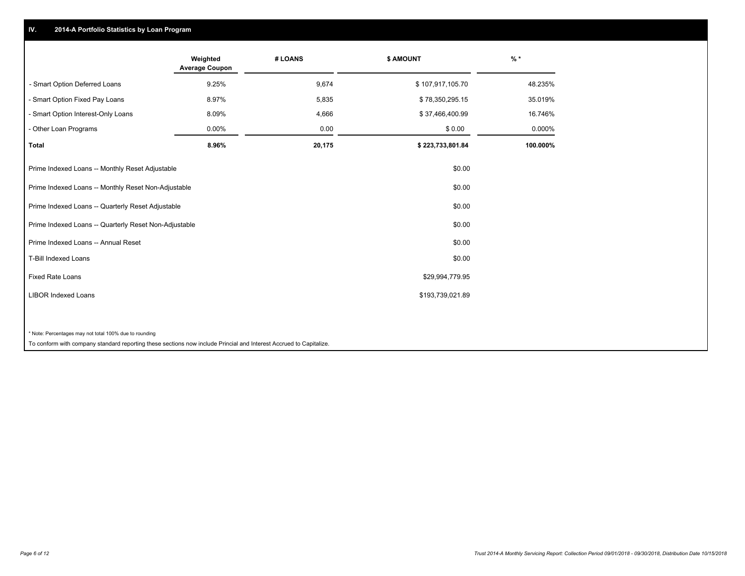## IV. 2014-A Portfolio Statistics by Loan Program

| | Weighted Average Coupon | # LOANS | $ AMOUNT | % * |
|---|---|---|---|---|
| - Smart Option Deferred Loans | 9.25% | 9,674 | $ 107,917,105.70 | 48.235% |
| - Smart Option Fixed Pay Loans | 8.97% | 5,835 | $ 78,350,295.15 | 35.019% |
| - Smart Option Interest-Only Loans | 8.09% | 4,666 | $ 37,466,400.99 | 16.746% |
| - Other Loan Programs | 0.00% | 0.00 | $ 0.00 | 0.000% |
| **Total** | **8.96%** | **20,175** | **$ 223,733,801.84** | **100.000%** |

| | $ AMOUNT |
|---|---|
| Prime Indexed Loans -- Monthly Reset Adjustable | $0.00 |
| Prime Indexed Loans -- Monthly Reset Non-Adjustable | $0.00 |
| Prime Indexed Loans -- Quarterly Reset Adjustable | $0.00 |
| Prime Indexed Loans -- Quarterly Reset Non-Adjustable | $0.00 |
| Prime Indexed Loans -- Annual Reset | $0.00 |
| T-Bill Indexed Loans | $0.00 |
| Fixed Rate Loans | $29,994,779.95 |
| LIBOR Indexed Loans | $193,739,021.89 |

* Note: Percentages may not total 100% due to rounding

To conform with company standard reporting these sections now include Princial and Interest Accrued to Capitalize.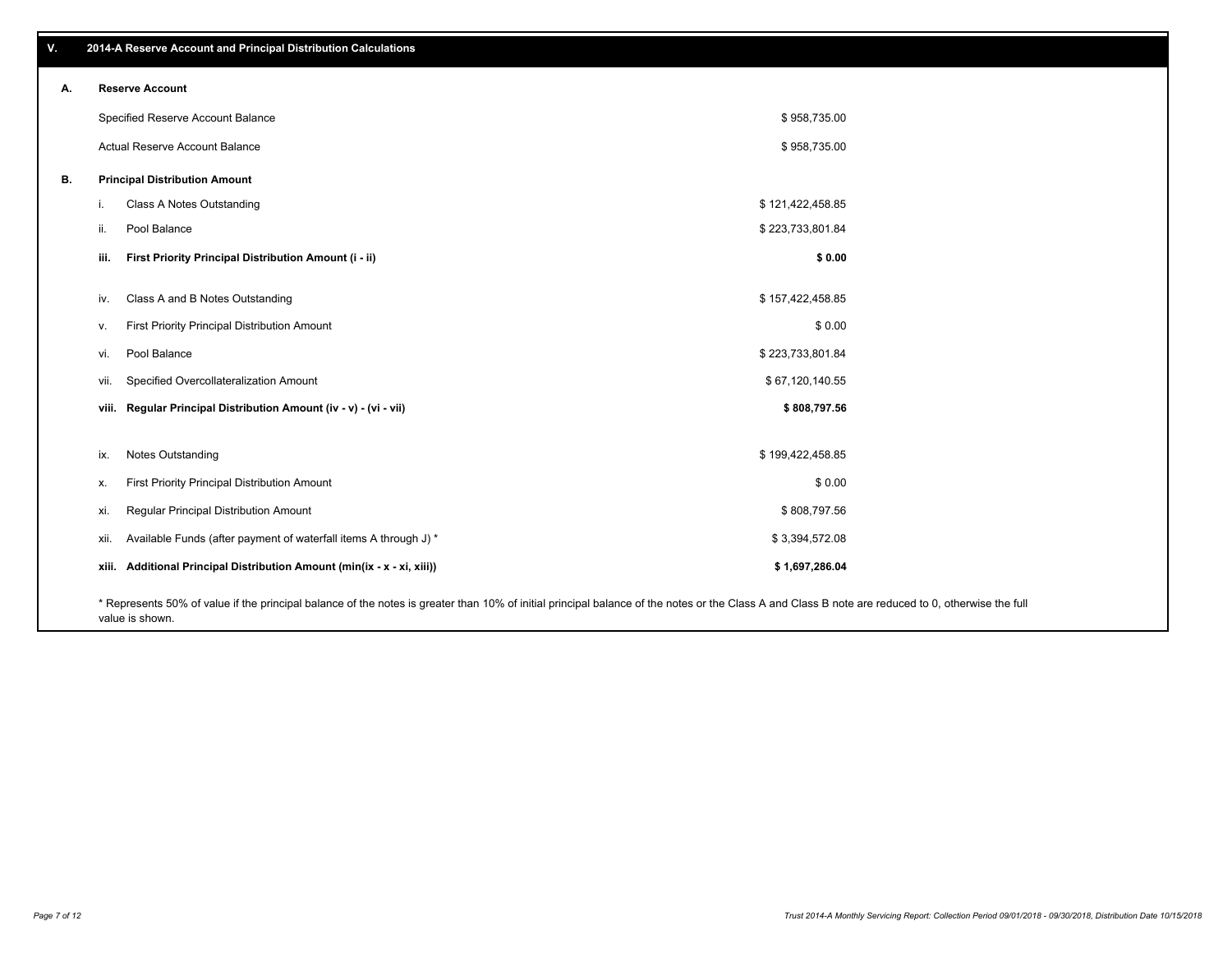## V. 2014-A Reserve Account and Principal Distribution Calculations

### A. Reserve Account

| | |
|---|---|
| Specified Reserve Account Balance | $ 958,735.00 |
| Actual Reserve Account Balance | $ 958,735.00 |

### B. Principal Distribution Amount

| | | |
|---|---|---|
| i. | Class A Notes Outstanding | $ 121,422,458.85 |
| ii. | Pool Balance | $ 223,733,801.84 |
| **iii.** | **First Priority Principal Distribution Amount (i - ii)** | **$ 0.00** |
| iv. | Class A and B Notes Outstanding | $ 157,422,458.85 |
| v. | First Priority Principal Distribution Amount | $ 0.00 |
| vi. | Pool Balance | $ 223,733,801.84 |
| vii. | Specified Overcollateralization Amount | $ 67,120,140.55 |
| **viii.** | **Regular Principal Distribution Amount (iv - v) - (vi - vii)** | **$ 808,797.56** |
| ix. | Notes Outstanding | $ 199,422,458.85 |
| x. | First Priority Principal Distribution Amount | $ 0.00 |
| xi. | Regular Principal Distribution Amount | $ 808,797.56 |
| xii. | Available Funds (after payment of waterfall items A through J) * | $ 3,394,572.08 |
| **xiii.** | **Additional Principal Distribution Amount (min(ix - x - xi, xiii))** | **$ 1,697,286.04** |

* Represents 50% of value if the principal balance of the notes is greater than 10% of initial principal balance of the notes or the Class A and Class B note are reduced to 0, otherwise the full value is shown.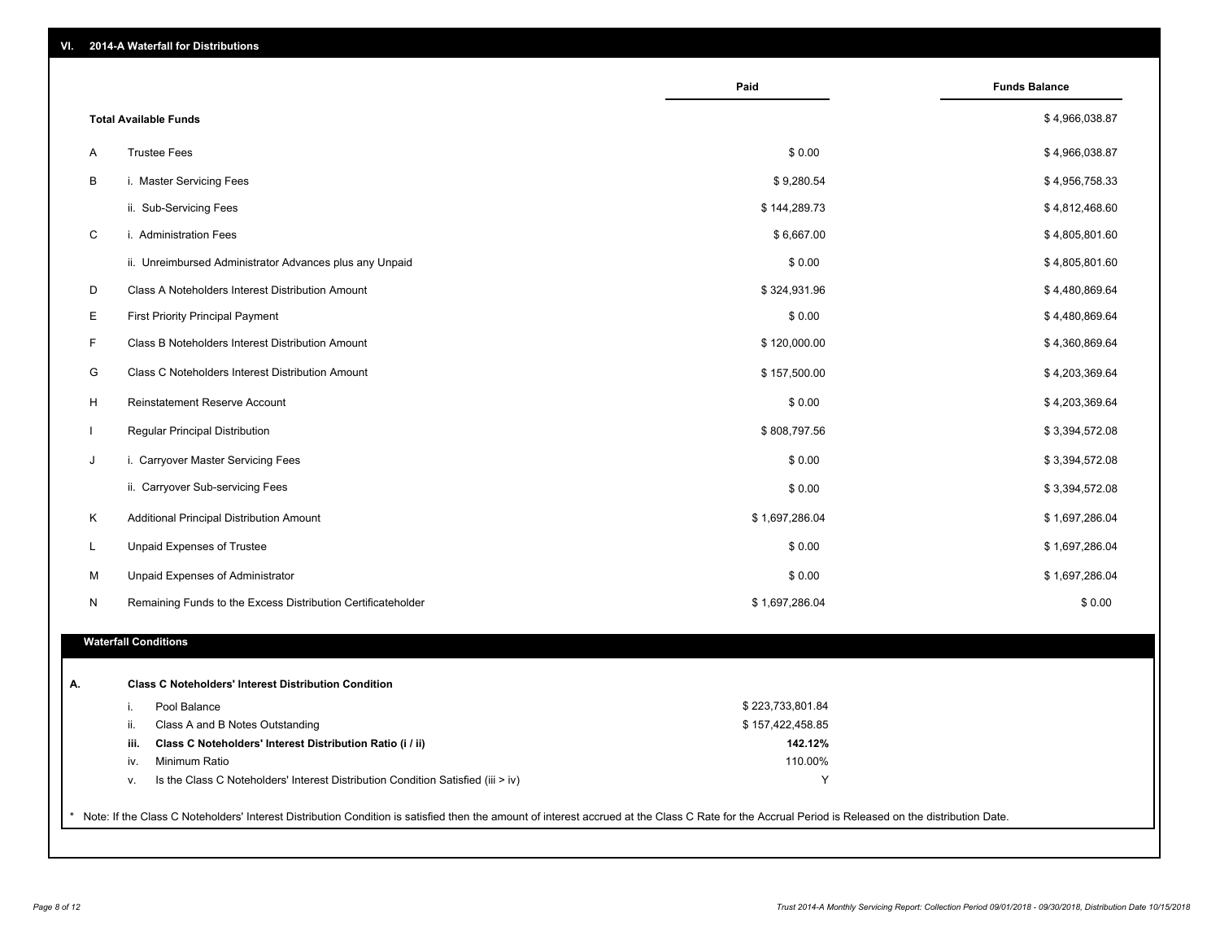## VI. 2014-A Waterfall for Distributions

| | | Paid | Funds Balance |
|---|---|---|---|
| | **Total Available Funds** | | $ 4,966,038.87 |
| A | Trustee Fees | $ 0.00 | $ 4,966,038.87 |
| B | i. Master Servicing Fees | $ 9,280.54 | $ 4,956,758.33 |
| | ii. Sub-Servicing Fees | $ 144,289.73 | $ 4,812,468.60 |
| C | i. Administration Fees | $ 6,667.00 | $ 4,805,801.60 |
| | ii. Unreimbursed Administrator Advances plus any Unpaid | $ 0.00 | $ 4,805,801.60 |
| D | Class A Noteholders Interest Distribution Amount | $ 324,931.96 | $ 4,480,869.64 |
| E | First Priority Principal Payment | $ 0.00 | $ 4,480,869.64 |
| F | Class B Noteholders Interest Distribution Amount | $ 120,000.00 | $ 4,360,869.64 |
| G | Class C Noteholders Interest Distribution Amount | $ 157,500.00 | $ 4,203,369.64 |
| H | Reinstatement Reserve Account | $ 0.00 | $ 4,203,369.64 |
| I | Regular Principal Distribution | $ 808,797.56 | $ 3,394,572.08 |
| J | i. Carryover Master Servicing Fees | $ 0.00 | $ 3,394,572.08 |
| | ii. Carryover Sub-servicing Fees | $ 0.00 | $ 3,394,572.08 |
| K | Additional Principal Distribution Amount | $ 1,697,286.04 | $ 1,697,286.04 |
| L | Unpaid Expenses of Trustee | $ 0.00 | $ 1,697,286.04 |
| M | Unpaid Expenses of Administrator | $ 0.00 | $ 1,697,286.04 |
| N | Remaining Funds to the Excess Distribution Certificateholder | $ 1,697,286.04 | $ 0.00 |

### Waterfall Conditions

| | | | |
|---|---|---|---|
| **A.** | | **Class C Noteholders' Interest Distribution Condition** | |
| | i. | Pool Balance | $ 223,733,801.84 |
| | ii. | Class A and B Notes Outstanding | $ 157,422,458.85 |
| | **iii.** | **Class C Noteholders' Interest Distribution Ratio (i / ii)** | **142.12%** |
| | iv. | Minimum Ratio | 110.00% |
| | v. | Is the Class C Noteholders' Interest Distribution Condition Satisfied (iii > iv) | Y |

* Note: If the Class C Noteholders' Interest Distribution Condition is satisfied then the amount of interest accrued at the Class C Rate for the Accrual Period is Released on the distribution Date.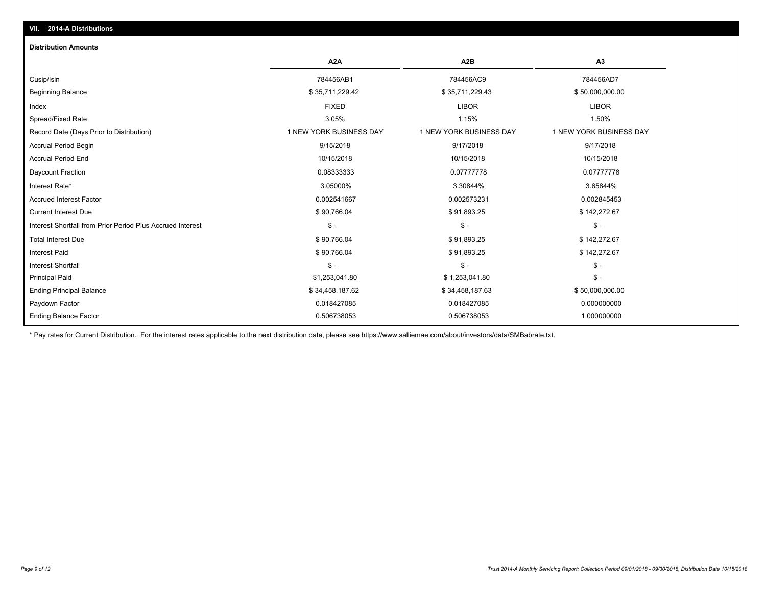## VII. 2014-A Distributions

### Distribution Amounts

| | A2A | A2B | A3 |
|---|---|---|---|
| Cusip/Isin | 784456AB1 | 784456AC9 | 784456AD7 |
| Beginning Balance | $ 35,711,229.42 | $ 35,711,229.43 | $ 50,000,000.00 |
| Index | FIXED | LIBOR | LIBOR |
| Spread/Fixed Rate | 3.05% | 1.15% | 1.50% |
| Record Date (Days Prior to Distribution) | 1 NEW YORK BUSINESS DAY | 1 NEW YORK BUSINESS DAY | 1 NEW YORK BUSINESS DAY |
| Accrual Period Begin | 9/15/2018 | 9/17/2018 | 9/17/2018 |
| Accrual Period End | 10/15/2018 | 10/15/2018 | 10/15/2018 |
| Daycount Fraction | 0.08333333 | 0.07777778 | 0.07777778 |
| Interest Rate* | 3.05000% | 3.30844% | 3.65844% |
| Accrued Interest Factor | 0.002541667 | 0.002573231 | 0.002845453 |
| Current Interest Due | $ 90,766.04 | $ 91,893.25 | $ 142,272.67 |
| Interest Shortfall from Prior Period Plus Accrued Interest | $ - | $ - | $ - |
| Total Interest Due | $ 90,766.04 | $ 91,893.25 | $ 142,272.67 |
| Interest Paid | $ 90,766.04 | $ 91,893.25 | $ 142,272.67 |
| Interest Shortfall | $ - | $ - | $ - |
| Principal Paid | $1,253,041.80 | $ 1,253,041.80 | $ - |
| Ending Principal Balance | $ 34,458,187.62 | $ 34,458,187.63 | $ 50,000,000.00 |
| Paydown Factor | 0.018427085 | 0.018427085 | 0.000000000 |
| Ending Balance Factor | 0.506738053 | 0.506738053 | 1.000000000 |

* Pay rates for Current Distribution. For the interest rates applicable to the next distribution date, please see https://www.salliemae.com/about/investors/data/SMBabrate.txt.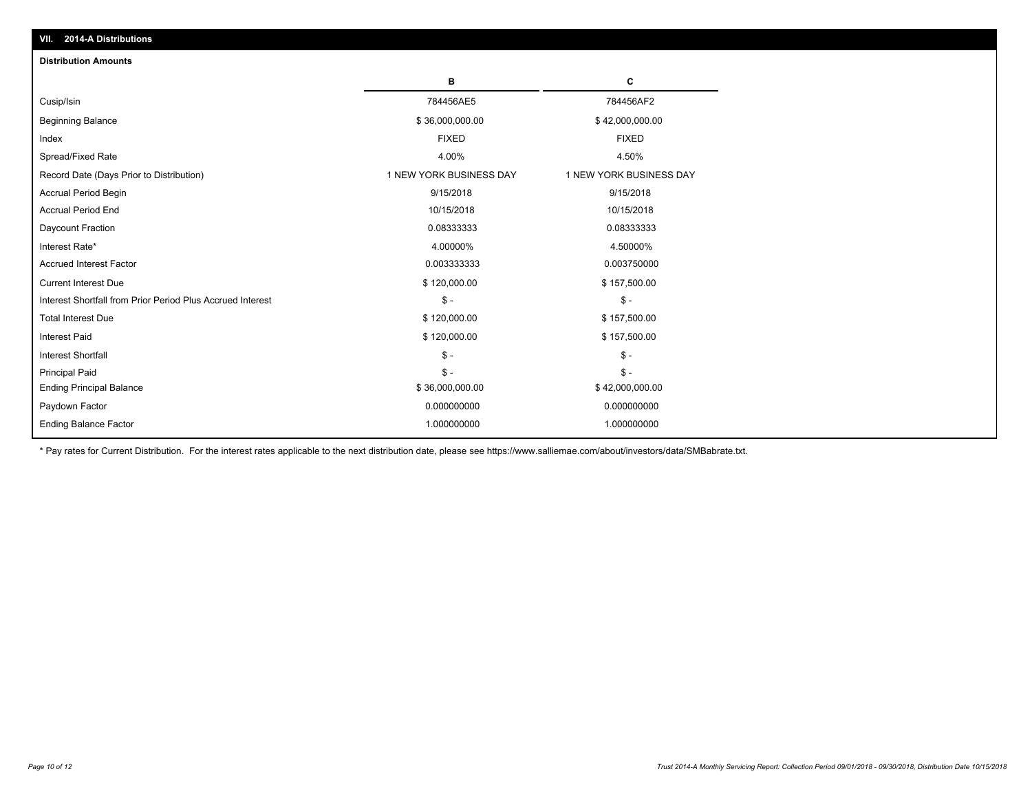## VII. 2014-A Distributions

### Distribution Amounts

| | B | C |
|---|---|---|
| Cusip/Isin | 784456AE5 | 784456AF2 |
| Beginning Balance | $ 36,000,000.00 | $ 42,000,000.00 |
| Index | FIXED | FIXED |
| Spread/Fixed Rate | 4.00% | 4.50% |
| Record Date (Days Prior to Distribution) | 1 NEW YORK BUSINESS DAY | 1 NEW YORK BUSINESS DAY |
| Accrual Period Begin | 9/15/2018 | 9/15/2018 |
| Accrual Period End | 10/15/2018 | 10/15/2018 |
| Daycount Fraction | 0.08333333 | 0.08333333 |
| Interest Rate* | 4.00000% | 4.50000% |
| Accrued Interest Factor | 0.003333333 | 0.003750000 |
| Current Interest Due | $ 120,000.00 | $ 157,500.00 |
| Interest Shortfall from Prior Period Plus Accrued Interest | $ - | $ - |
| Total Interest Due | $ 120,000.00 | $ 157,500.00 |
| Interest Paid | $ 120,000.00 | $ 157,500.00 |
| Interest Shortfall | $ - | $ - |
| Principal Paid | $ - | $ - |
| Ending Principal Balance | $ 36,000,000.00 | $ 42,000,000.00 |
| Paydown Factor | 0.000000000 | 0.000000000 |
| Ending Balance Factor | 1.000000000 | 1.000000000 |

* Pay rates for Current Distribution. For the interest rates applicable to the next distribution date, please see https://www.salliemae.com/about/investors/data/SMBabrate.txt.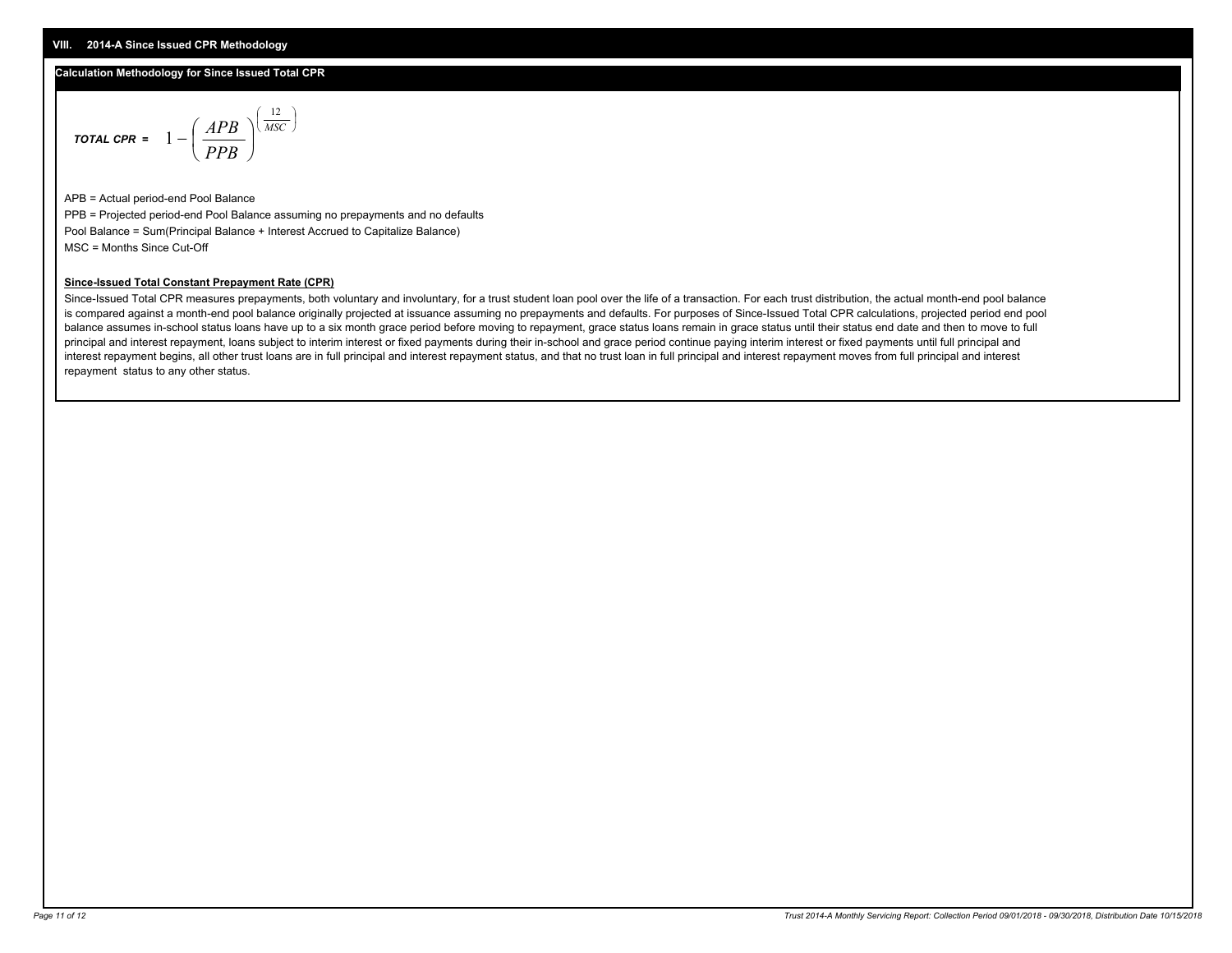## VIII. 2014-A Since Issued CPR Methodology

### Calculation Methodology for Since Issued Total CPR

***TOTAL CPR =*** $$1-\left(\frac{APB}{PPB}\right)^{\left(\frac{12}{MSC}\right)}$$

APB = Actual period-end Pool Balance

PPB = Projected period-end Pool Balance assuming no prepayments and no defaults

Pool Balance = Sum(Principal Balance + Interest Accrued to Capitalize Balance)

MSC = Months Since Cut-Off

**Since-Issued Total Constant Prepayment Rate (CPR)**

Since-Issued Total CPR measures prepayments, both voluntary and involuntary, for a trust student loan pool over the life of a transaction. For each trust distribution, the actual month-end pool balance is compared against a month-end pool balance originally projected at issuance assuming no prepayments and defaults. For purposes of Since-Issued Total CPR calculations, projected period end pool balance assumes in-school status loans have up to a six month grace period before moving to repayment, grace status loans remain in grace status until their status end date and then to move to full principal and interest repayment, loans subject to interim interest or fixed payments during their in-school and grace period continue paying interim interest or fixed payments until full principal and interest repayment begins, all other trust loans are in full principal and interest repayment status, and that no trust loan in full principal and interest repayment moves from full principal and interest repayment status to any other status.